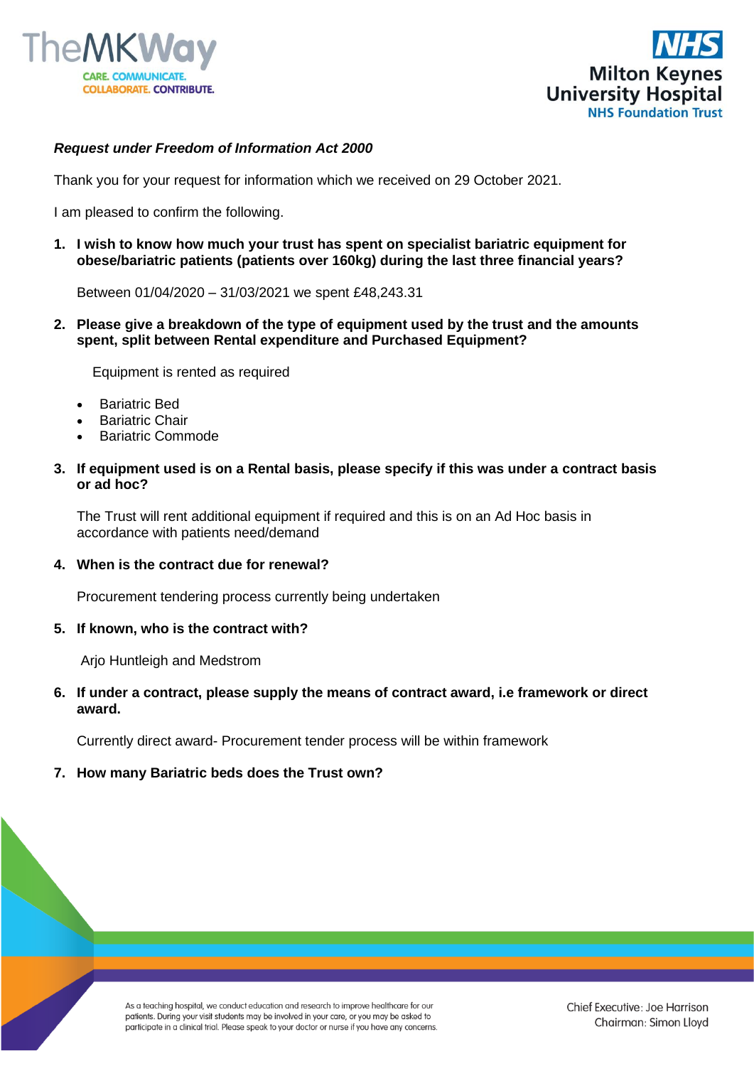***Request under Freedom of Information Act 2000***

Thank you for your request for information which we received on 29 October 2021.

I am pleased to confirm the following.

1. **I wish to know how much your trust has spent on specialist bariatric equipment for obese/bariatric patients (patients over 160kg) during the last three financial years?**

   Between 01/04/2020 – 31/03/2021 we spent £48,243.31

2. **Please give a breakdown of the type of equipment used by the trust and the amounts spent, split between Rental expenditure and Purchased Equipment?**

   Equipment is rented as required

   - Bariatric Bed
   - Bariatric Chair
   - Bariatric Commode

3. **If equipment used is on a Rental basis, please specify if this was under a contract basis or ad hoc?**

   The Trust will rent additional equipment if required and this is on an Ad Hoc basis in accordance with patients need/demand

4. **When is the contract due for renewal?**

   Procurement tendering process currently being undertaken

5. **If known, who is the contract with?**

   Arjo Huntleigh and Medstrom

6. **If under a contract, please supply the means of contract award, i.e framework or direct award.**

   Currently direct award- Procurement tender process will be within framework

7. **How many Bariatric beds does the Trust own?**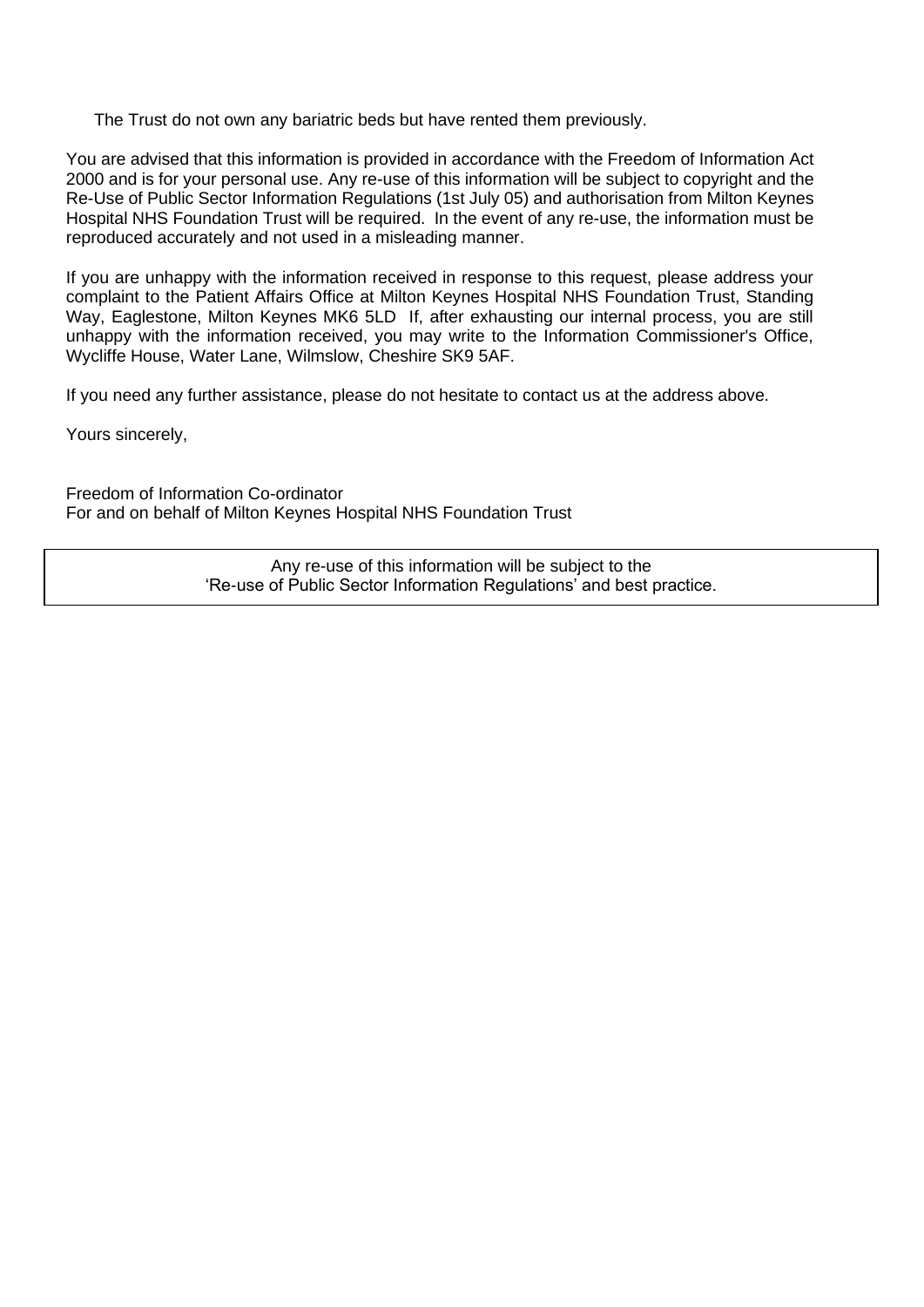The Trust do not own any bariatric beds but have rented them previously.

You are advised that this information is provided in accordance with the Freedom of Information Act 2000 and is for your personal use. Any re-use of this information will be subject to copyright and the Re-Use of Public Sector Information Regulations (1st July 05) and authorisation from Milton Keynes Hospital NHS Foundation Trust will be required. In the event of any re-use, the information must be reproduced accurately and not used in a misleading manner.

If you are unhappy with the information received in response to this request, please address your complaint to the Patient Affairs Office at Milton Keynes Hospital NHS Foundation Trust, Standing Way, Eaglestone, Milton Keynes MK6 5LD If, after exhausting our internal process, you are still unhappy with the information received, you may write to the Information Commissioner's Office, Wycliffe House, Water Lane, Wilmslow, Cheshire SK9 5AF.

If you need any further assistance, please do not hesitate to contact us at the address above.

Yours sincerely,

Freedom of Information Co-ordinator
For and on behalf of Milton Keynes Hospital NHS Foundation Trust

Any re-use of this information will be subject to the
'Re-use of Public Sector Information Regulations' and best practice.